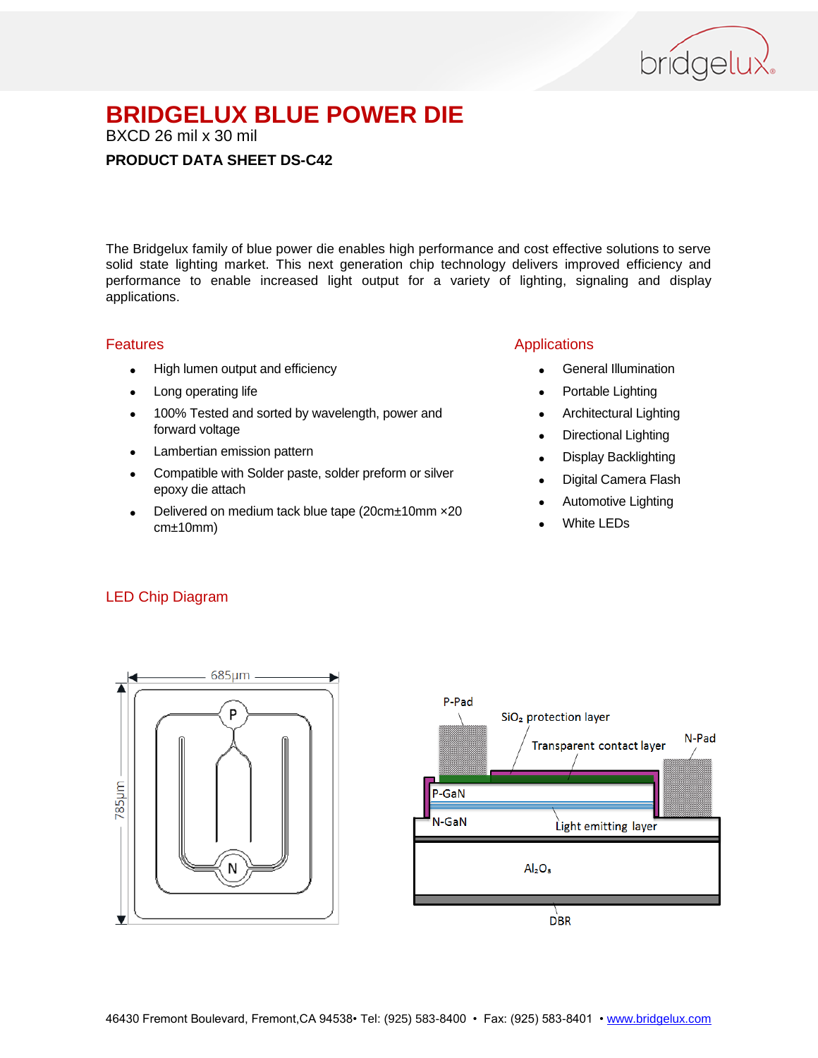# BRIDGELUX BLUE POWER DIE

BXCD 26 mil x 30 mil

**PRODUCT DATA SHEET DS-C42**

The Bridgelux family of blue power die enables high performance and cost effective solutions to serve solid state lighting market. This next generation chip technology delivers improved efficiency and performance to enable increased light output for a variety of lighting, signaling and display applications.

## Features

- High lumen output and efficiency
- Long operating life
- 100% Tested and sorted by wavelength, power and forward voltage
- Lambertian emission pattern
- Compatible with Solder paste, solder preform or silver epoxy die attach
- Delivered on medium tack blue tape (20cm±10mm ×20 cm±10mm)

## Applications

- General Illumination
- Portable Lighting
- Architectural Lighting
- Directional Lighting
- Display Backlighting
- Digital Camera Flash
- Automotive Lighting
- White LEDs

## LED Chip Diagram

685μm

785μm

P

N

P-Pad

$SiO_2$ protection layer

Transparent contact layer

N-Pad

P-GaN

N-GaN

Light emitting layer

$Al_2O_3$

DBR

46430 Fremont Boulevard, Fremont,CA 94538• Tel: (925) 583-8400 • Fax: (925) 583-8401 • www.bridgelux.com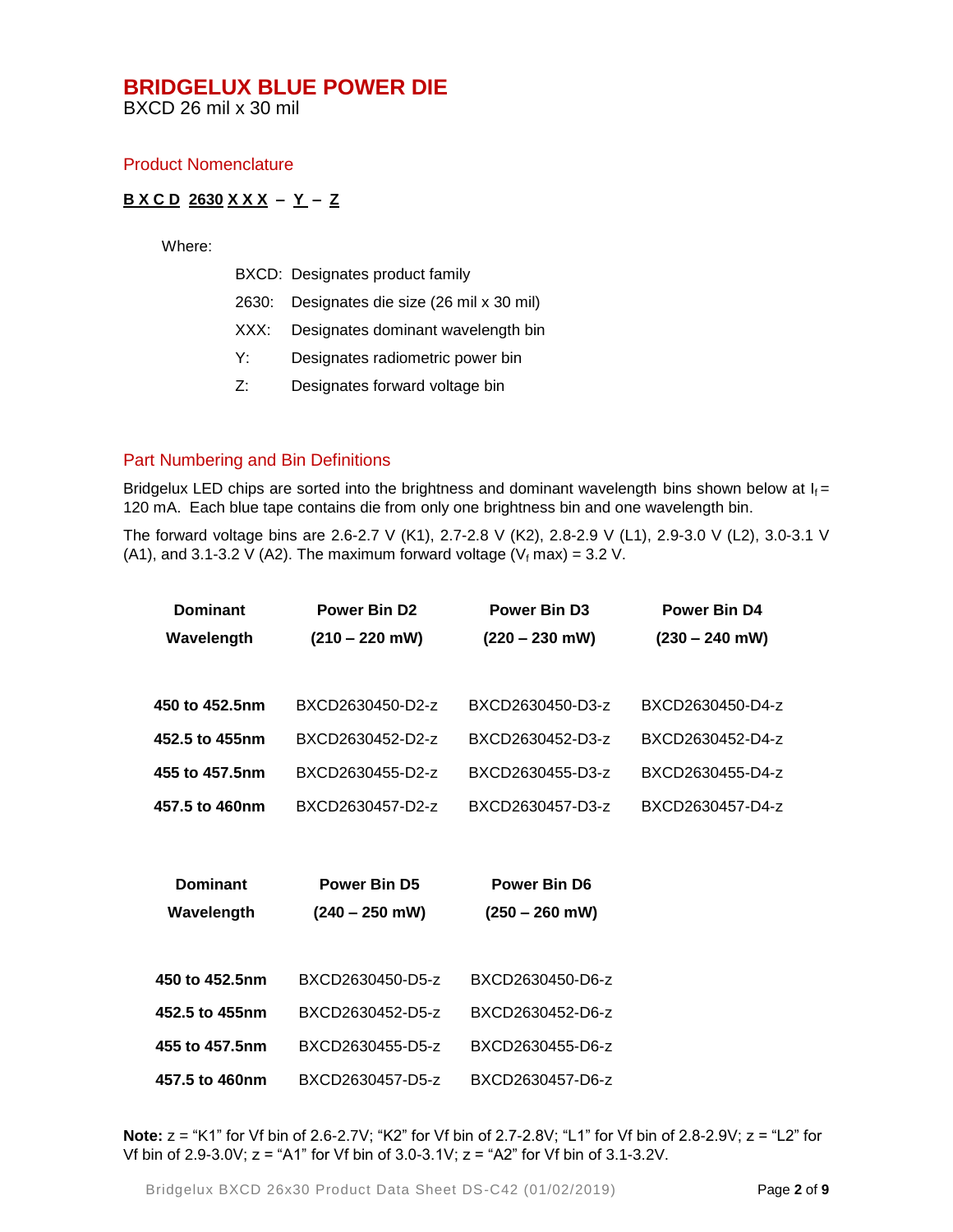# BRIDGELUX BLUE POWER DIE

BXCD 26 mil x 30 mil

## Product Nomenclature

**<u>B X C D</u> <u>2630</u> <u>X X X</u> – <u>Y</u> – <u>Z</u>**

Where:

- BXCD: Designates product family
- 2630: Designates die size (26 mil x 30 mil)
- XXX: Designates dominant wavelength bin
- Y: Designates radiometric power bin
- Z: Designates forward voltage bin

## Part Numbering and Bin Definitions

Bridgelux LED chips are sorted into the brightness and dominant wavelength bins shown below at $I_f$ = 120 mA. Each blue tape contains die from only one brightness bin and one wavelength bin.

The forward voltage bins are 2.6-2.7 V (K1), 2.7-2.8 V (K2), 2.8-2.9 V (L1), 2.9-3.0 V (L2), 3.0-3.1 V (A1), and 3.1-3.2 V (A2). The maximum forward voltage ($V_f$ max) = 3.2 V.

| Dominant Wavelength | Power Bin D2 (210 – 220 mW) | Power Bin D3 (220 – 230 mW) | Power Bin D4 (230 – 240 mW) |
|---|---|---|---|
| **450 to 452.5nm** | BXCD2630450-D2-z | BXCD2630450-D3-z | BXCD2630450-D4-z |
| **452.5 to 455nm** | BXCD2630452-D2-z | BXCD2630452-D3-z | BXCD2630452-D4-z |
| **455 to 457.5nm** | BXCD2630455-D2-z | BXCD2630455-D3-z | BXCD2630455-D4-z |
| **457.5 to 460nm** | BXCD2630457-D2-z | BXCD2630457-D3-z | BXCD2630457-D4-z |

| Dominant Wavelength | Power Bin D5 (240 – 250 mW) | Power Bin D6 (250 – 260 mW) |
|---|---|---|
| **450 to 452.5nm** | BXCD2630450-D5-z | BXCD2630450-D6-z |
| **452.5 to 455nm** | BXCD2630452-D5-z | BXCD2630452-D6-z |
| **455 to 457.5nm** | BXCD2630455-D5-z | BXCD2630455-D6-z |
| **457.5 to 460nm** | BXCD2630457-D5-z | BXCD2630457-D6-z |

**Note:** z = “K1” for Vf bin of 2.6-2.7V; “K2” for Vf bin of 2.7-2.8V; “L1” for Vf bin of 2.8-2.9V; z = “L2” for Vf bin of 2.9-3.0V; z = “A1” for Vf bin of 3.0-3.1V; z = “A2” for Vf bin of 3.1-3.2V.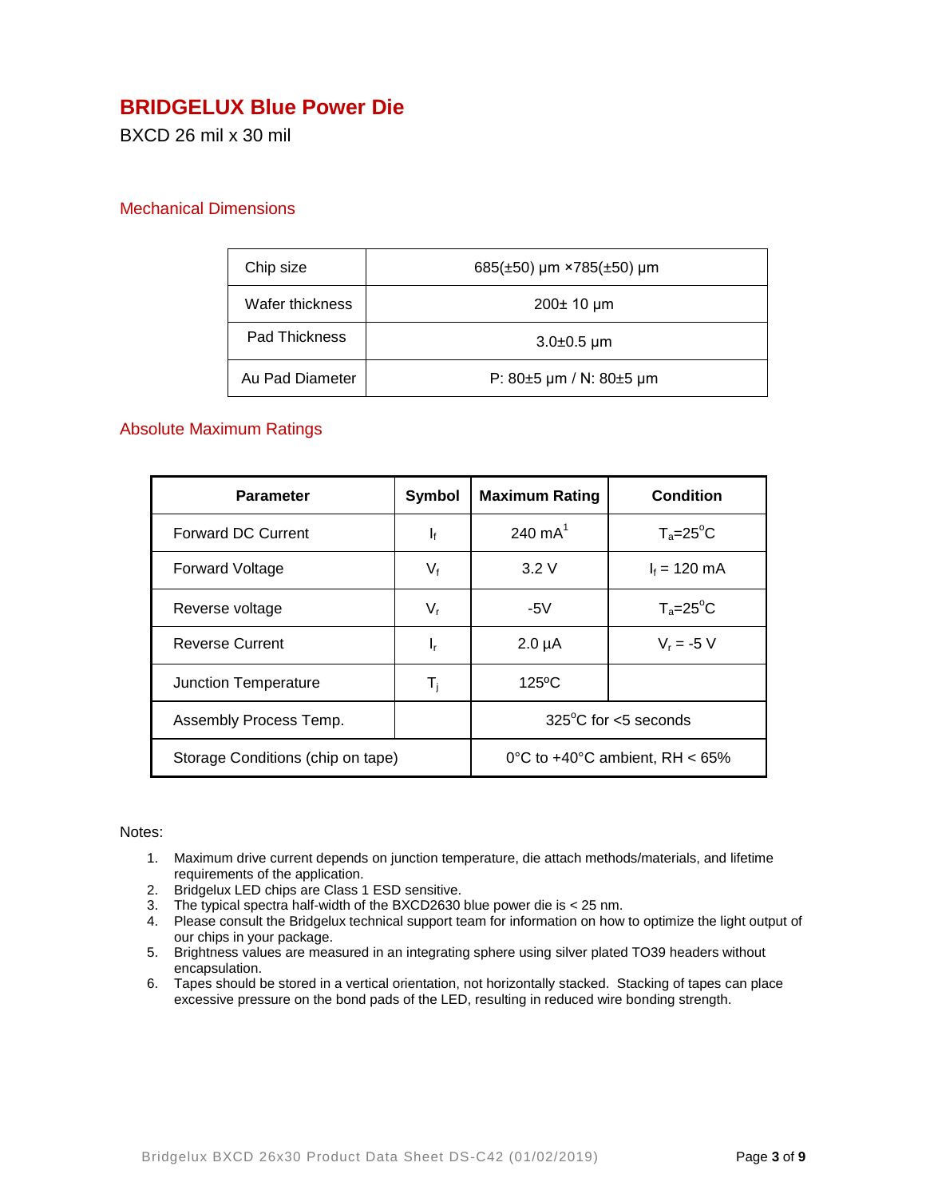# BRIDGELUX Blue Power Die

BXCD 26 mil x 30 mil

## Mechanical Dimensions

| | |
|---|---|
| Chip size | 685(±50) µm ×785(±50) µm |
| Wafer thickness | 200± 10 µm |
| Pad Thickness | 3.0±0.5 µm |
| Au Pad Diameter | P: 80±5 µm / N: 80±5 µm |

## Absolute Maximum Ratings

| Parameter | Symbol | Maximum Rating | Condition |
|---|---|---|---|
| Forward DC Current | $I_f$ | 240 mA[1] | $T_a$=25°C |
| Forward Voltage | $V_f$ | 3.2 V | $I_f$ = 120 mA |
| Reverse voltage | $V_r$ | -5V | $T_a$=25°C |
| Reverse Current | $I_r$ | 2.0 µA | $V_r$ = -5 V |
| Junction Temperature | $T_j$ | 125ºC | |
| Assembly Process Temp. | | 325°C for <5 seconds | |
| Storage Conditions (chip on tape) | | 0°C to +40°C ambient, RH < 65% | |

Notes:

1. Maximum drive current depends on junction temperature, die attach methods/materials, and lifetime requirements of the application.
2. Bridgelux LED chips are Class 1 ESD sensitive.
3. The typical spectra half-width of the BXCD2630 blue power die is < 25 nm.
4. Please consult the Bridgelux technical support team for information on how to optimize the light output of our chips in your package.
5. Brightness values are measured in an integrating sphere using silver plated TO39 headers without encapsulation.
6. Tapes should be stored in a vertical orientation, not horizontally stacked. Stacking of tapes can place excessive pressure on the bond pads of the LED, resulting in reduced wire bonding strength.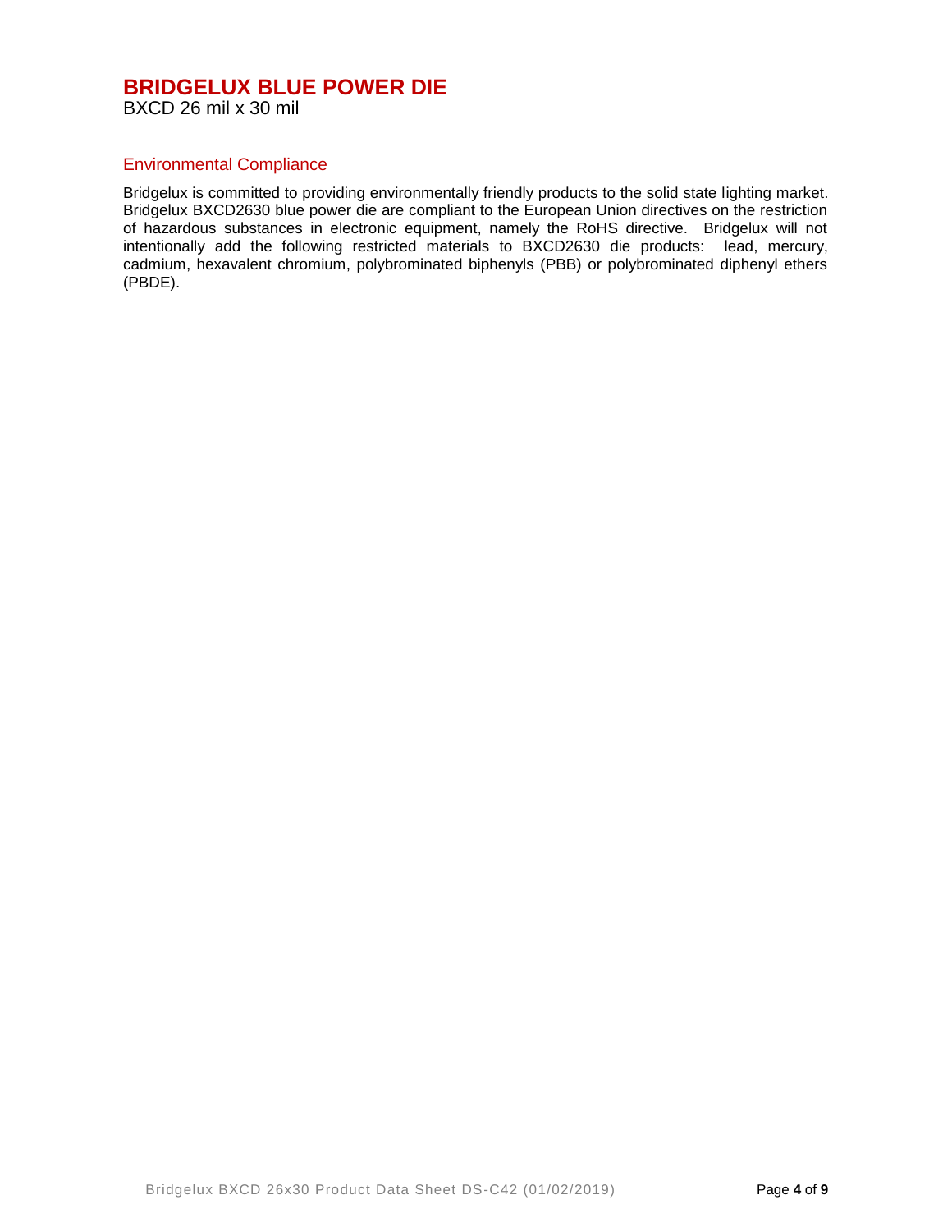# BRIDGELUX BLUE POWER DIE

BXCD 26 mil x 30 mil

## Environmental Compliance

Bridgelux is committed to providing environmentally friendly products to the solid state lighting market. Bridgelux BXCD2630 blue power die are compliant to the European Union directives on the restriction of hazardous substances in electronic equipment, namely the RoHS directive. Bridgelux will not intentionally add the following restricted materials to BXCD2630 die products: lead, mercury, cadmium, hexavalent chromium, polybrominated biphenyls (PBB) or polybrominated diphenyl ethers (PBDE).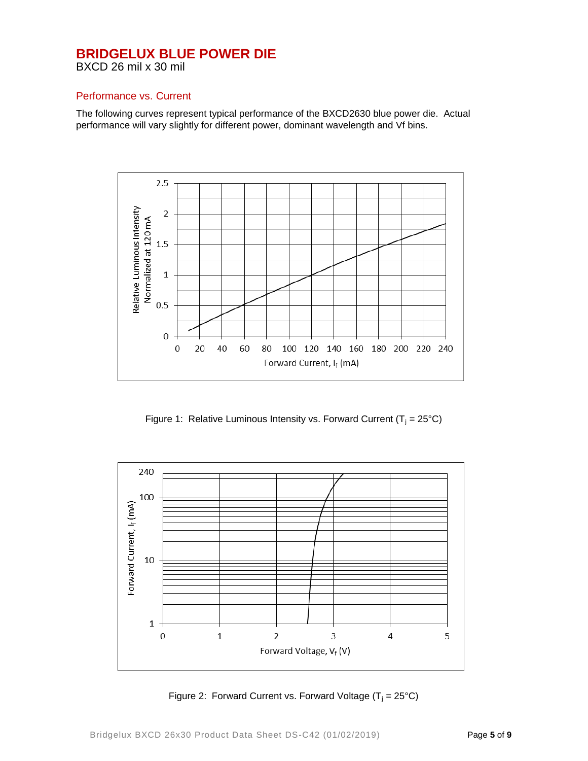# BRIDGELUX BLUE POWER DIE

BXCD 26 mil x 30 mil

## Performance vs. Current

The following curves represent typical performance of the BXCD2630 blue power die. Actual performance will vary slightly for different power, dominant wavelength and Vf bins.

Relative Luminous Intensity Normalized at 120 mA

2.5
2
1.5
1
0.5
0

0 20 40 60 80 100 120 140 160 180 200 220 240

Forward Current, $I_f$ (mA)

Figure 1: Relative Luminous Intensity vs. Forward Current ($T_j$ = 25°C)

Forward Current, $I_f$ (mA)

240
100
10
1

0 1 2 3 4 5

Forward Voltage, $V_f$ (V)

Figure 2: Forward Current vs. Forward Voltage ($T_j$ = 25°C)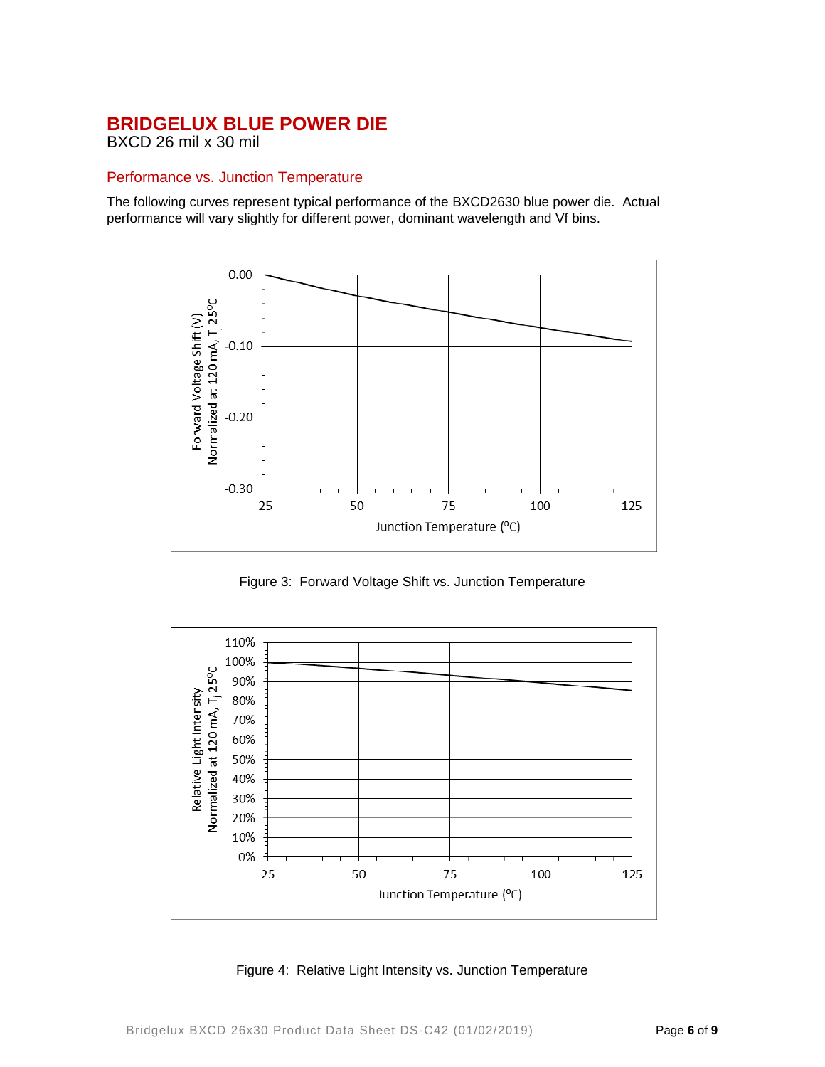# BRIDGELUX BLUE POWER DIE

BXCD 26 mil x 30 mil

## Performance vs. Junction Temperature

The following curves represent typical performance of the BXCD2630 blue power die. Actual performance will vary slightly for different power, dominant wavelength and Vf bins.

Figure 3: Forward Voltage Shift vs. Junction Temperature

Figure 4: Relative Light Intensity vs. Junction Temperature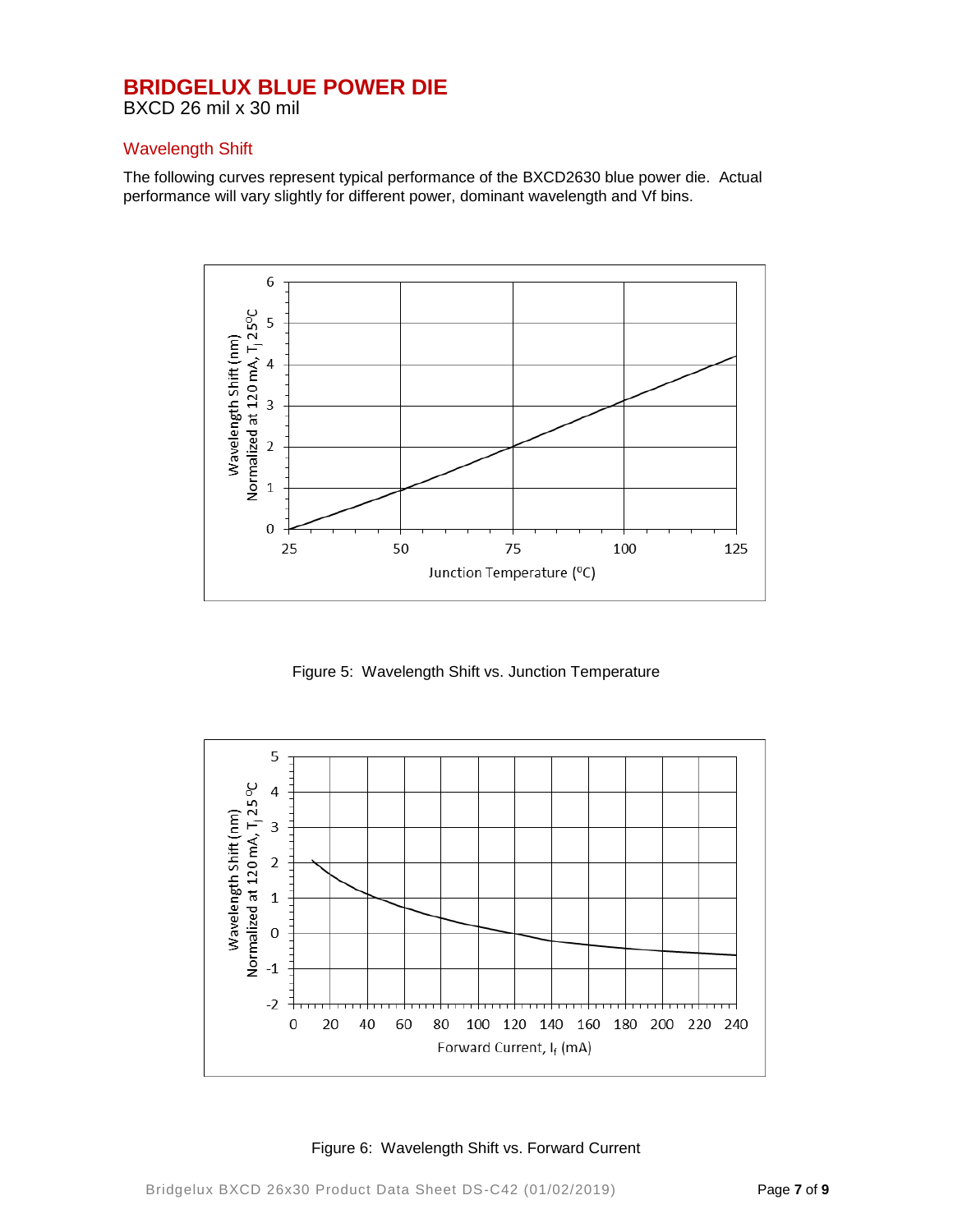# BRIDGELUX BLUE POWER DIE

BXCD 26 mil x 30 mil

## Wavelength Shift

The following curves represent typical performance of the BXCD2630 blue power die. Actual performance will vary slightly for different power, dominant wavelength and Vf bins.

Wavelength Shift (nm)
Normalized at 120 mA, $T_j$ 25°C

6
5
4
3
2
1
0

25 50 75 100 125

Junction Temperature (°C)

Figure 5: Wavelength Shift vs. Junction Temperature

Wavelength Shift (nm)
Normalized at 120 mA, $T_j$ 25 °C

5
4
3
2
1
0
-1
-2

0 20 40 60 80 100 120 140 160 180 200 220 240

Forward Current, $I_f$ (mA)

Figure 6: Wavelength Shift vs. Forward Current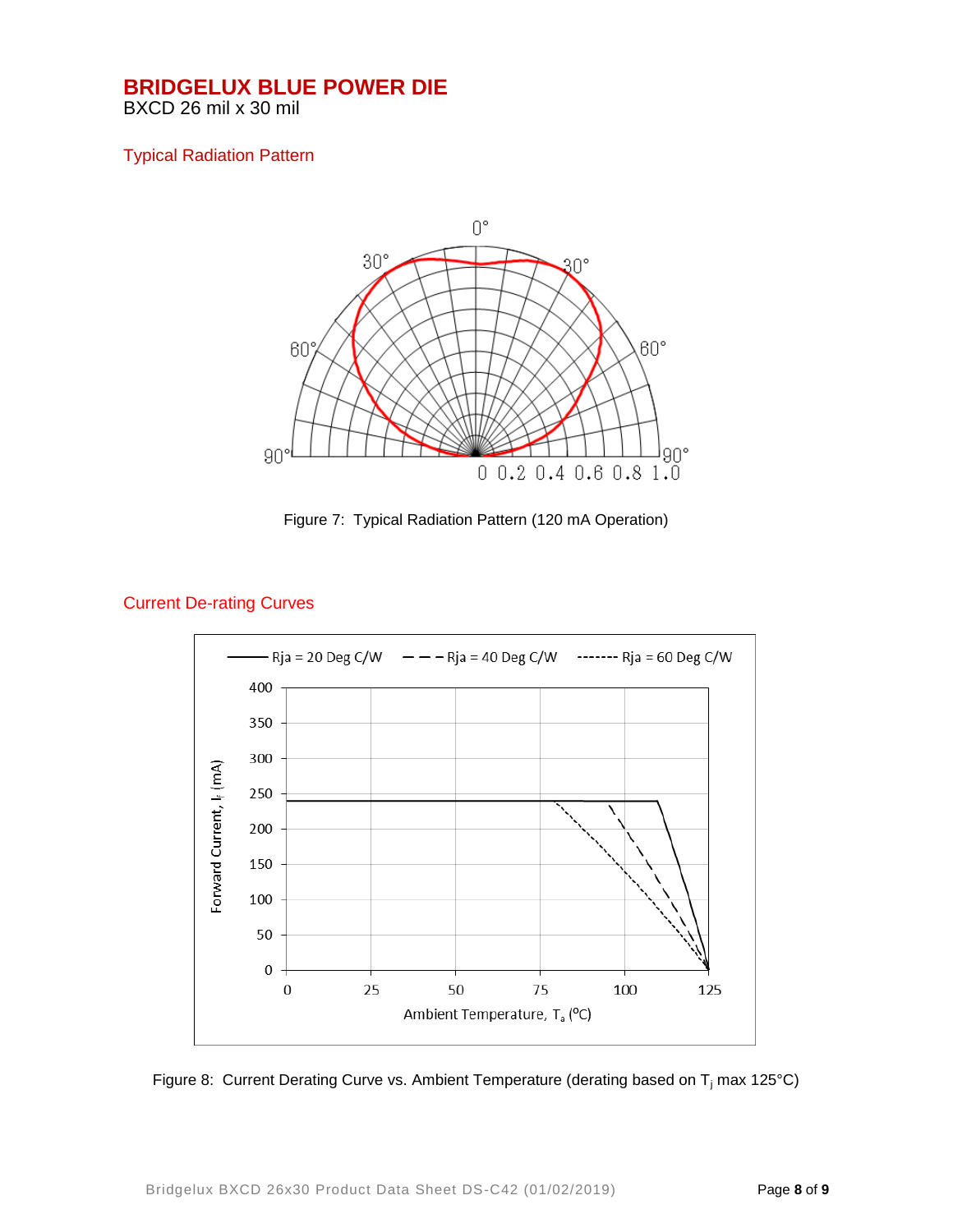# BRIDGELUX BLUE POWER DIE

BXCD 26 mil x 30 mil

## Typical Radiation Pattern

0°
30°
30°
60°
60°
90°
90°
0 0.2 0.4 0.6 0.8 1.0

Figure 7: Typical Radiation Pattern (120 mA Operation)

## Current De-rating Curves

Rja = 20 Deg C/W
Rja = 40 Deg C/W
Rja = 60 Deg C/W

Forward Current, $I_f$ (mA)
400
350
300
250
200
150
100
50
0

0 25 50 75 100 125

Ambient Temperature, $T_a$ (°C)

Figure 8: Current Derating Curve vs. Ambient Temperature (derating based on $T_j$ max 125°C)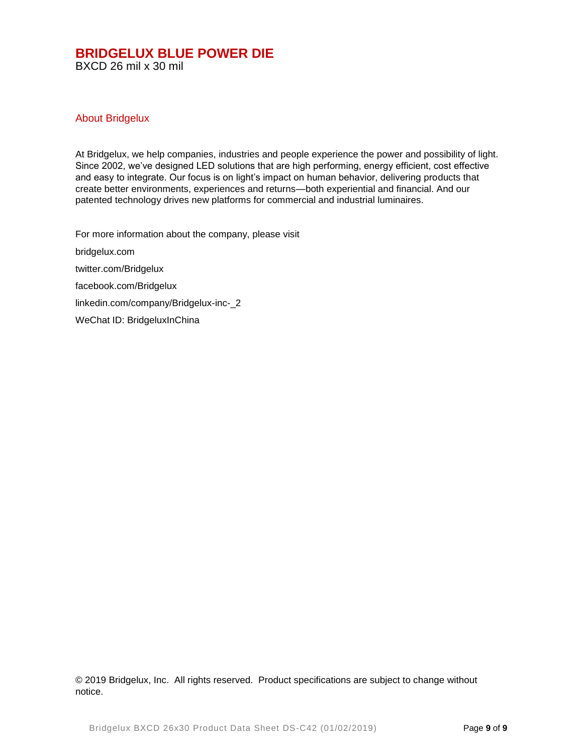## About Bridgelux

At Bridgelux, we help companies, industries and people experience the power and possibility of light. Since 2002, we've designed LED solutions that are high performing, energy efficient, cost effective and easy to integrate. Our focus is on light's impact on human behavior, delivering products that create better environments, experiences and returns—both experiential and financial. And our patented technology drives new platforms for commercial and industrial luminaires.

For more information about the company, please visit

bridgelux.com

twitter.com/Bridgelux

facebook.com/Bridgelux

linkedin.com/company/Bridgelux-inc-_2

WeChat ID: BridgeluxInChina

© 2019 Bridgelux, Inc. All rights reserved. Product specifications are subject to change without notice.